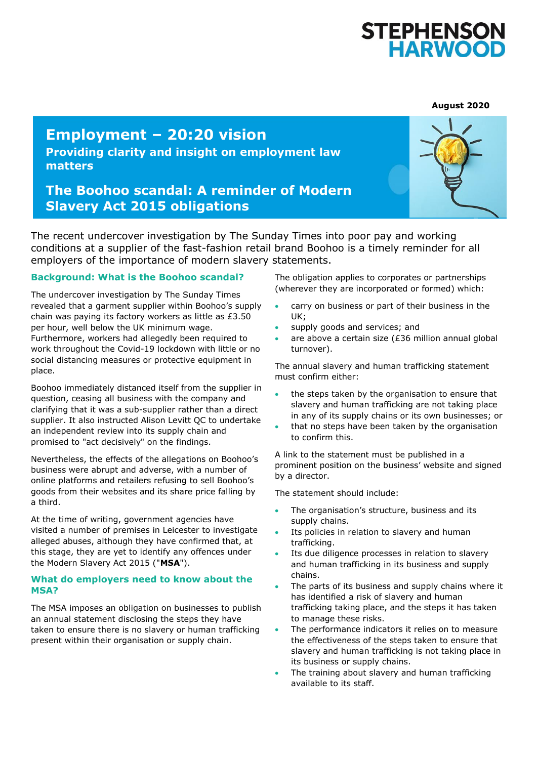STEPHENSON HARWOOD

August 2020

# Employment – 20:20 vision

**Providing clarity and insight on employment law matters**

## The Boohoo scandal: A reminder of Modern Slavery Act 2015 obligations

The recent undercover investigation by The Sunday Times into poor pay and working conditions at a supplier of the fast-fashion retail brand Boohoo is a timely reminder for all employers of the importance of modern slavery statements.

### Background: What is the Boohoo scandal?

The undercover investigation by The Sunday Times revealed that a garment supplier within Boohoo's supply chain was paying its factory workers as little as £3.50 per hour, well below the UK minimum wage. Furthermore, workers had allegedly been required to work throughout the Covid-19 lockdown with little or no social distancing measures or protective equipment in place.

Boohoo immediately distanced itself from the supplier in question, ceasing all business with the company and clarifying that it was a sub-supplier rather than a direct supplier. It also instructed Alison Levitt QC to undertake an independent review into its supply chain and promised to "act decisively" on the findings.

Nevertheless, the effects of the allegations on Boohoo's business were abrupt and adverse, with a number of online platforms and retailers refusing to sell Boohoo's goods from their websites and its share price falling by a third.

At the time of writing, government agencies have visited a number of premises in Leicester to investigate alleged abuses, although they have confirmed that, at this stage, they are yet to identify any offences under the Modern Slavery Act 2015 ("**MSA**").

### What do employers need to know about the MSA?

The MSA imposes an obligation on businesses to publish an annual statement disclosing the steps they have taken to ensure there is no slavery or human trafficking present within their organisation or supply chain.

The obligation applies to corporates or partnerships (wherever they are incorporated or formed) which:

- carry on business or part of their business in the UK;
- supply goods and services; and
- are above a certain size (£36 million annual global turnover).

The annual slavery and human trafficking statement must confirm either:

- the steps taken by the organisation to ensure that slavery and human trafficking are not taking place in any of its supply chains or its own businesses; or
- that no steps have been taken by the organisation to confirm this.

A link to the statement must be published in a prominent position on the business' website and signed by a director.

The statement should include:

- The organisation's structure, business and its supply chains.
- Its policies in relation to slavery and human trafficking.
- Its due diligence processes in relation to slavery and human trafficking in its business and supply chains.
- The parts of its business and supply chains where it has identified a risk of slavery and human trafficking taking place, and the steps it has taken to manage these risks.
- The performance indicators it relies on to measure the effectiveness of the steps taken to ensure that slavery and human trafficking is not taking place in its business or supply chains.
- The training about slavery and human trafficking available to its staff.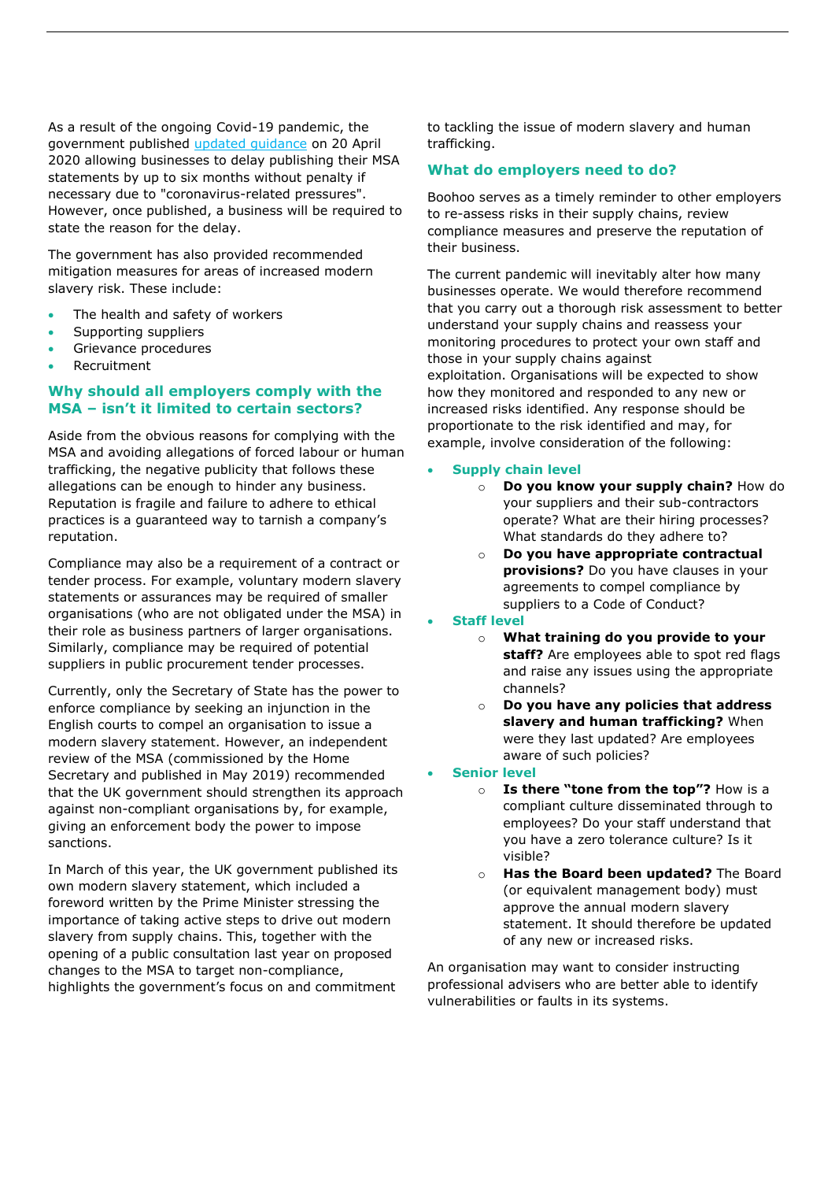As a result of the ongoing Covid-19 pandemic, the government published updated guidance on 20 April 2020 allowing businesses to delay publishing their MSA statements by up to six months without penalty if necessary due to "coronavirus-related pressures". However, once published, a business will be required to state the reason for the delay.

The government has also provided recommended mitigation measures for areas of increased modern slavery risk. These include:

- The health and safety of workers
- Supporting suppliers
- Grievance procedures
- Recruitment

## Why should all employers comply with the MSA – isn't it limited to certain sectors?

Aside from the obvious reasons for complying with the MSA and avoiding allegations of forced labour or human trafficking, the negative publicity that follows these allegations can be enough to hinder any business. Reputation is fragile and failure to adhere to ethical practices is a guaranteed way to tarnish a company's reputation.

Compliance may also be a requirement of a contract or tender process. For example, voluntary modern slavery statements or assurances may be required of smaller organisations (who are not obligated under the MSA) in their role as business partners of larger organisations. Similarly, compliance may be required of potential suppliers in public procurement tender processes.

Currently, only the Secretary of State has the power to enforce compliance by seeking an injunction in the English courts to compel an organisation to issue a modern slavery statement. However, an independent review of the MSA (commissioned by the Home Secretary and published in May 2019) recommended that the UK government should strengthen its approach against non-compliant organisations by, for example, giving an enforcement body the power to impose sanctions.

In March of this year, the UK government published its own modern slavery statement, which included a foreword written by the Prime Minister stressing the importance of taking active steps to drive out modern slavery from supply chains. This, together with the opening of a public consultation last year on proposed changes to the MSA to target non-compliance, highlights the government's focus on and commitment to tackling the issue of modern slavery and human trafficking.

## What do employers need to do?

Boohoo serves as a timely reminder to other employers to re-assess risks in their supply chains, review compliance measures and preserve the reputation of their business.

The current pandemic will inevitably alter how many businesses operate. We would therefore recommend that you carry out a thorough risk assessment to better understand your supply chains and reassess your monitoring procedures to protect your own staff and those in your supply chains against exploitation. Organisations will be expected to show how they monitored and responded to any new or increased risks identified. Any response should be proportionate to the risk identified and may, for example, involve consideration of the following:

- **Supply chain level**
  - **Do you know your supply chain?** How do your suppliers and their sub-contractors operate? What are their hiring processes? What standards do they adhere to?
  - **Do you have appropriate contractual provisions?** Do you have clauses in your agreements to compel compliance by suppliers to a Code of Conduct?
- **Staff level**
  - **What training do you provide to your staff?** Are employees able to spot red flags and raise any issues using the appropriate channels?
  - **Do you have any policies that address slavery and human trafficking?** When were they last updated? Are employees aware of such policies?
- **Senior level**
  - **Is there "tone from the top"?** How is a compliant culture disseminated through to employees? Do your staff understand that you have a zero tolerance culture? Is it visible?
  - **Has the Board been updated?** The Board (or equivalent management body) must approve the annual modern slavery statement. It should therefore be updated of any new or increased risks.

An organisation may want to consider instructing professional advisers who are better able to identify vulnerabilities or faults in its systems.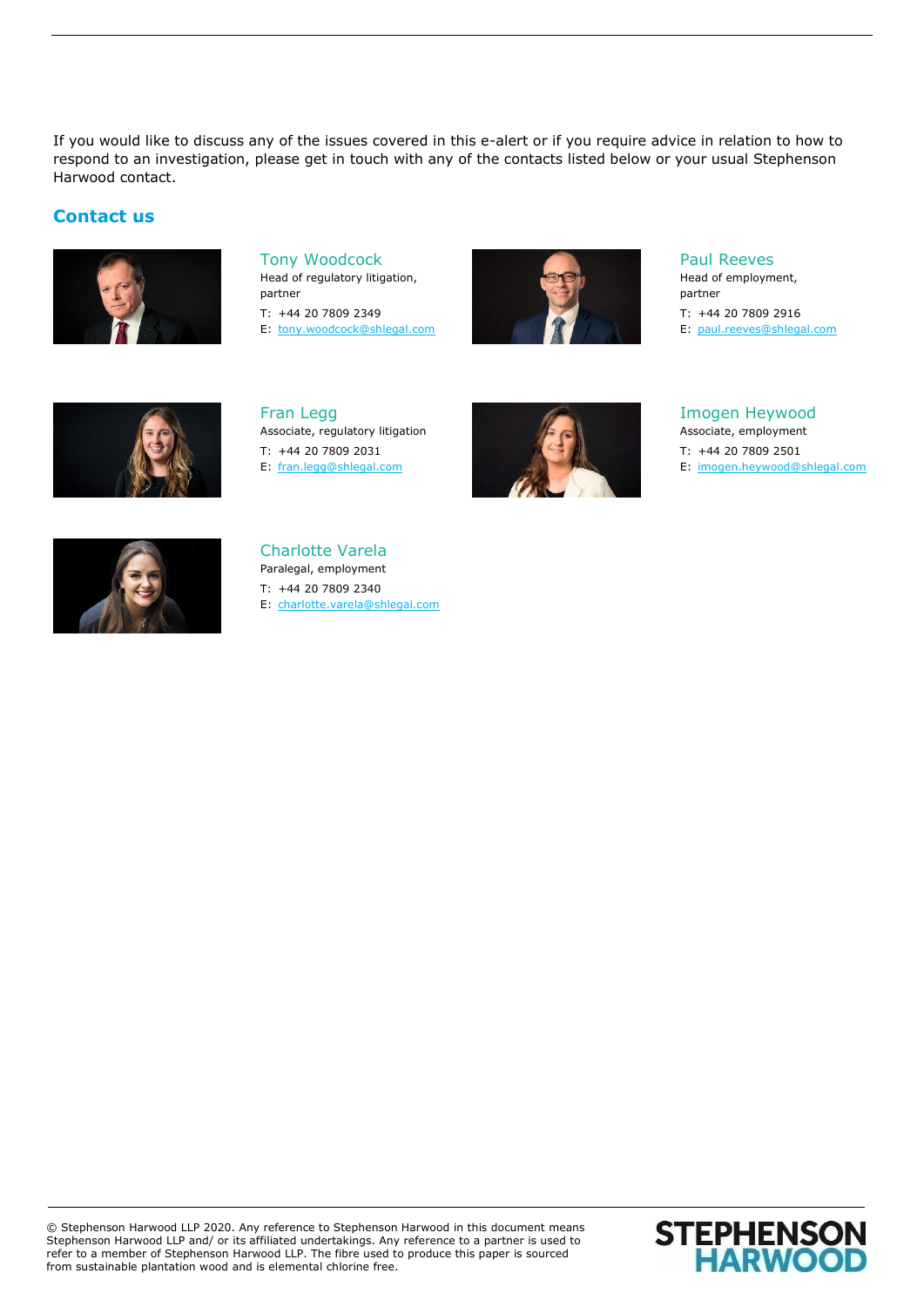If you would like to discuss any of the issues covered in this e-alert or if you require advice in relation to how to respond to an investigation, please get in touch with any of the contacts listed below or your usual Stephenson Harwood contact.

## Contact us

**Tony Woodcock**
Head of regulatory litigation, partner
T: +44 20 7809 2349
E: tony.woodcock@shlegal.com

**Paul Reeves**
Head of employment, partner
T: +44 20 7809 2916
E: paul.reeves@shlegal.com

**Fran Legg**
Associate, regulatory litigation
T: +44 20 7809 2031
E: fran.legg@shlegal.com

**Imogen Heywood**
Associate, employment
T: +44 20 7809 2501
E: imogen.heywood@shlegal.com

**Charlotte Varela**
Paralegal, employment
T: +44 20 7809 2340
E: charlotte.varela@shlegal.com

© Stephenson Harwood LLP 2020. Any reference to Stephenson Harwood in this document means Stephenson Harwood LLP and/ or its affiliated undertakings. Any reference to a partner is used to refer to a member of Stephenson Harwood LLP. The fibre used to produce this paper is sourced from sustainable plantation wood and is elemental chlorine free.

STEPHENSON HARWOOD